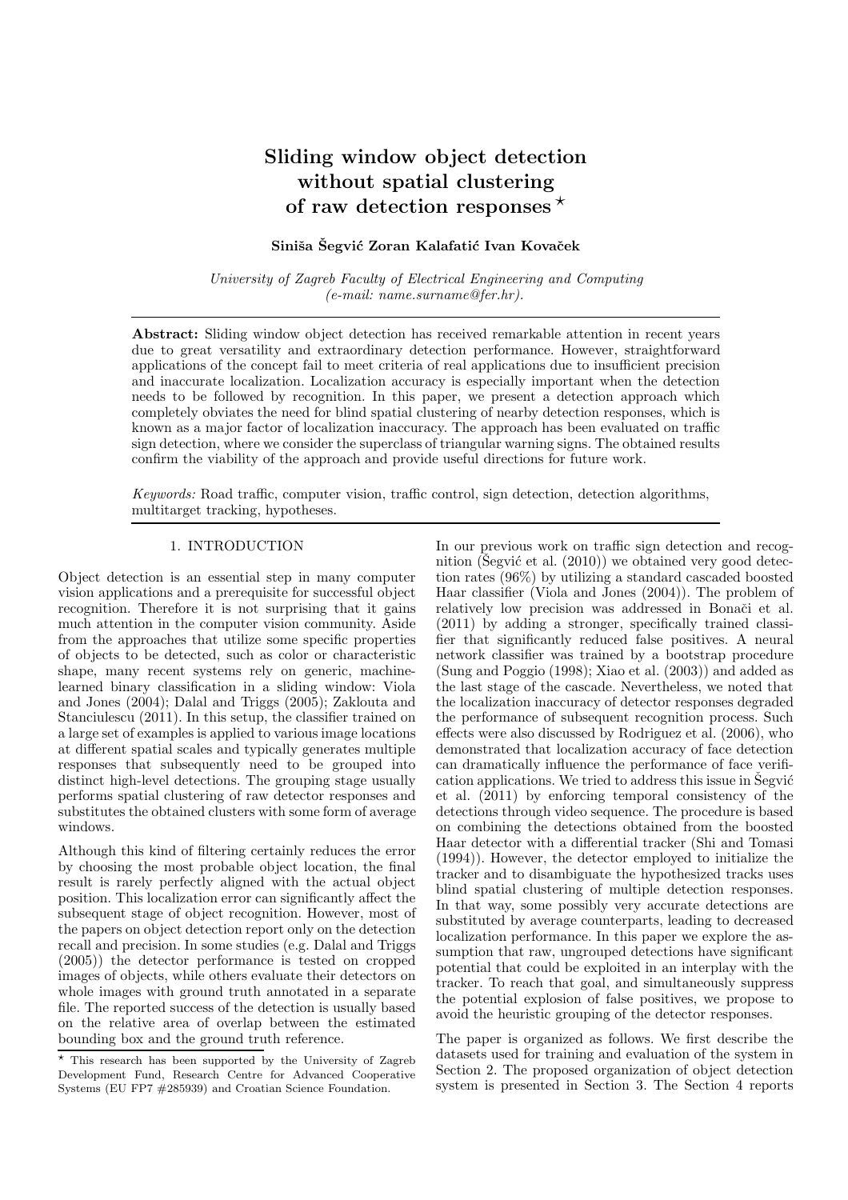# Sliding window object detection without spatial clustering of raw detection responses *

**Siniša Šegvić Zoran Kalafatić Ivan Kovaček**

*University of Zagreb Faculty of Electrical Engineering and Computing (e-mail: name.surname@fer.hr).*

**Abstract:** Sliding window object detection has received remarkable attention in recent years due to great versatility and extraordinary detection performance. However, straightforward applications of the concept fail to meet criteria of real applications due to insufficient precision and inaccurate localization. Localization accuracy is especially important when the detection needs to be followed by recognition. In this paper, we present a detection approach which completely obviates the need for blind spatial clustering of nearby detection responses, which is known as a major factor of localization inaccuracy. The approach has been evaluated on traffic sign detection, where we consider the superclass of triangular warning signs. The obtained results confirm the viability of the approach and provide useful directions for future work.

*Keywords:* Road traffic, computer vision, traffic control, sign detection, detection algorithms, multitarget tracking, hypotheses.

## 1. INTRODUCTION

Object detection is an essential step in many computer vision applications and a prerequisite for successful object recognition. Therefore it is not surprising that it gains much attention in the computer vision community. Aside from the approaches that utilize some specific properties of objects to be detected, such as color or characteristic shape, many recent systems rely on generic, machine-learned binary classification in a sliding window: Viola and Jones (2004); Dalal and Triggs (2005); Zaklouta and Stanciulescu (2011). In this setup, the classifier trained on a large set of examples is applied to various image locations at different spatial scales and typically generates multiple responses that subsequently need to be grouped into distinct high-level detections. The grouping stage usually performs spatial clustering of raw detector responses and substitutes the obtained clusters with some form of average windows.

Although this kind of filtering certainly reduces the error by choosing the most probable object location, the final result is rarely perfectly aligned with the actual object position. This localization error can significantly affect the subsequent stage of object recognition. However, most of the papers on object detection report only on the detection recall and precision. In some studies (e.g. Dalal and Triggs (2005)) the detector performance is tested on cropped images of objects, while others evaluate their detectors on whole images with ground truth annotated in a separate file. The reported success of the detection is usually based on the relative area of overlap between the estimated bounding box and the ground truth reference.

In our previous work on traffic sign detection and recognition (Šegvić et al. (2010)) we obtained very good detection rates (96%) by utilizing a standard cascaded boosted Haar classifier (Viola and Jones (2004)). The problem of relatively low precision was addressed in Bonači et al. (2011) by adding a stronger, specifically trained classifier that significantly reduced false positives. A neural network classifier was trained by a bootstrap procedure (Sung and Poggio (1998); Xiao et al. (2003)) and added as the last stage of the cascade. Nevertheless, we noted that the localization inaccuracy of detector responses degraded the performance of subsequent recognition process. Such effects were also discussed by Rodriguez et al. (2006), who demonstrated that localization accuracy of face detection can dramatically influence the performance of face verification applications. We tried to address this issue in Šegvić et al. (2011) by enforcing temporal consistency of the detections through video sequence. The procedure is based on combining the detections obtained from the boosted Haar detector with a differential tracker (Shi and Tomasi (1994)). However, the detector employed to initialize the tracker and to disambiguate the hypothesized tracks uses blind spatial clustering of multiple detection responses. In that way, some possibly very accurate detections are substituted by average counterparts, leading to decreased localization performance. In this paper we explore the assumption that raw, ungrouped detections have significant potential that could be exploited in an interplay with the tracker. To reach that goal, and simultaneously suppress the potential explosion of false positives, we propose to avoid the heuristic grouping of the detector responses.

The paper is organized as follows. We first describe the datasets used for training and evaluation of the system in Section 2. The proposed organization of object detection system is presented in Section 3. The Section 4 reports

* This research has been supported by the University of Zagreb Development Fund, Research Centre for Advanced Cooperative Systems (EU FP7 #285939) and Croatian Science Foundation.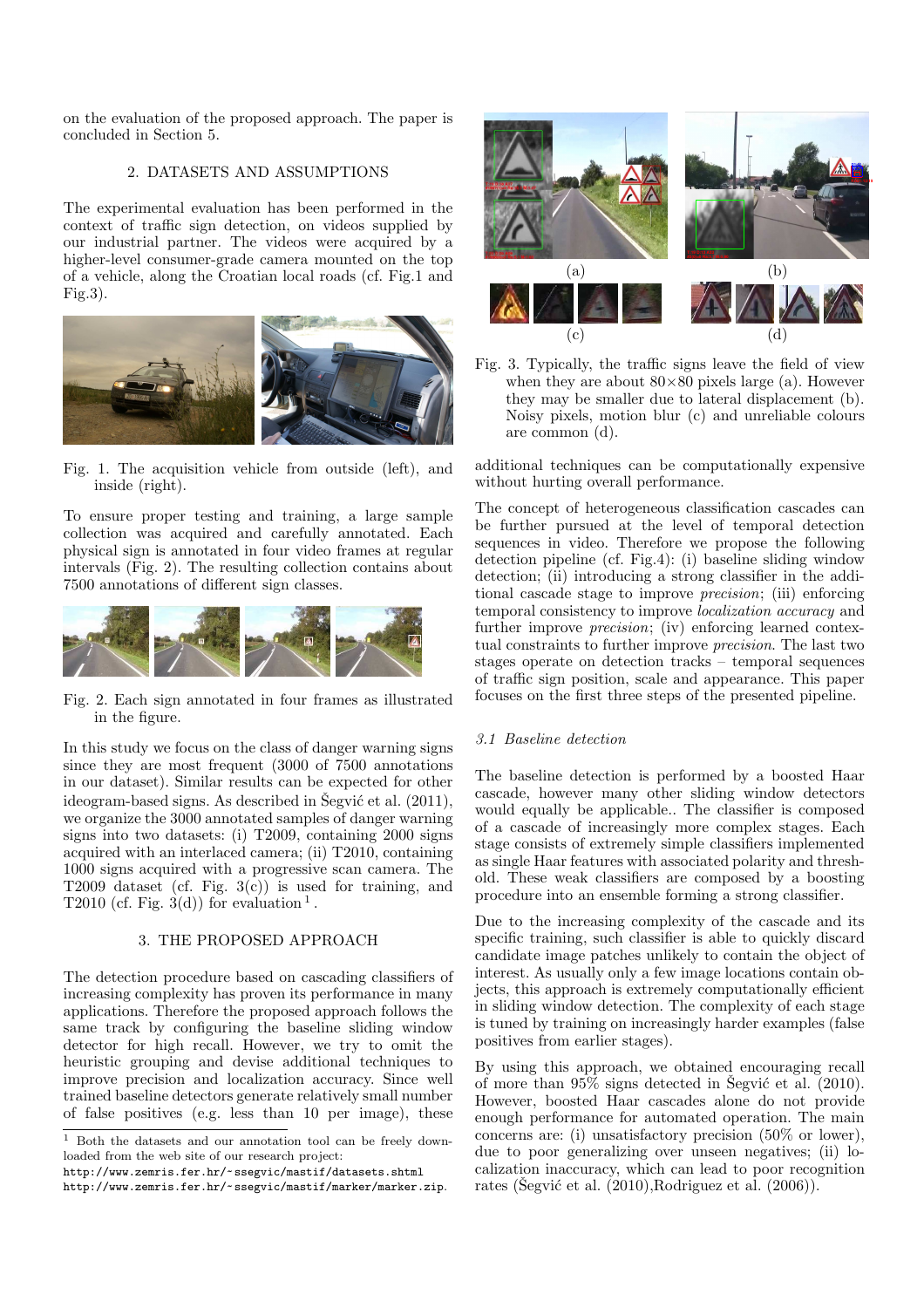on the evaluation of the proposed approach. The paper is concluded in Section 5.

## 2. DATASETS AND ASSUMPTIONS

The experimental evaluation has been performed in the context of traffic sign detection, on videos supplied by our industrial partner. The videos were acquired by a higher-level consumer-grade camera mounted on the top of a vehicle, along the Croatian local roads (cf. Fig.1 and Fig.3).

Fig. 1. The acquisition vehicle from outside (left), and inside (right).

To ensure proper testing and training, a large sample collection was acquired and carefully annotated. Each physical sign is annotated in four video frames at regular intervals (Fig. 2). The resulting collection contains about 7500 annotations of different sign classes.

Fig. 2. Each sign annotated in four frames as illustrated in the figure.

In this study we focus on the class of danger warning signs since they are most frequent (3000 of 7500 annotations in our dataset). Similar results can be expected for other ideogram-based signs. As described in Šegvić et al. (2011), we organize the 3000 annotated samples of danger warning signs into two datasets: (i) T2009, containing 2000 signs acquired with an interlaced camera; (ii) T2010, containing 1000 signs acquired with a progressive scan camera. The T2009 dataset (cf. Fig. 3(c)) is used for training, and T2010 (cf. Fig. 3(d)) for evaluation [1].

## 3. THE PROPOSED APPROACH

The detection procedure based on cascading classifiers of increasing complexity has proven its performance in many applications. Therefore the proposed approach follows the same track by configuring the baseline sliding window detector for high recall. However, we try to omit the heuristic grouping and devise additional techniques to improve precision and localization accuracy. Since well trained baseline detectors generate relatively small number of false positives (e.g. less than 10 per image), these additional techniques can be computationally expensive without hurting overall performance.

Fig. 3. Typically, the traffic signs leave the field of view when they are about 80×80 pixels large (a). However they may be smaller due to lateral displacement (b). Noisy pixels, motion blur (c) and unreliable colours are common (d).

The concept of heterogeneous classification cascades can be further pursued at the level of temporal detection sequences in video. Therefore we propose the following detection pipeline (cf. Fig.4): (i) baseline sliding window detection; (ii) introducing a strong classifier in the additional cascade stage to improve *precision*; (iii) enforcing temporal consistency to improve *localization accuracy* and further improve *precision*; (iv) enforcing learned contextual constraints to further improve *precision*. The last two stages operate on detection tracks – temporal sequences of traffic sign position, scale and appearance. This paper focuses on the first three steps of the presented pipeline.

### 3.1 Baseline detection

The baseline detection is performed by a boosted Haar cascade, however many other sliding window detectors would usually be applicable.. The classifier is composed of a cascade of increasingly more complex stages. Each stage consists of extremely simple classifiers implemented as single Haar features with associated polarity and threshold. These weak classifiers are composed by a boosting procedure into an ensemble forming a strong classifier.

Due to the increasing complexity of the cascade and its specific training, such classifier is able to quickly discard candidate image patches unlikely to contain the object of interest. As usually only a few image locations contain objects, this approach is extremely computationally efficient in sliding window detection. The complexity of each stage is tuned by training on increasingly harder examples (false positives from earlier stages).

By using this approach, we obtained encouraging recall of more than 95% signs detected in Šegvić et al. (2010). However, boosted Haar cascades alone do not provide enough performance for automated operation. The main concerns are: (i) unsatisfactory precision (50% or lower), due to poor generalizing over unseen negatives; (ii) localization inaccuracy, which can lead to poor recognition rates (Šegvić et al. (2010),Rodriguez et al. (2006)).

[1] Both the datasets and our annotation tool can be freely downloaded from the web site of our research project:
http://www.zemris.fer.hr/~ssegvic/mastif/datasets.shtml
http://www.zemris.fer.hr/~ssegvic/mastif/marker/marker.zip.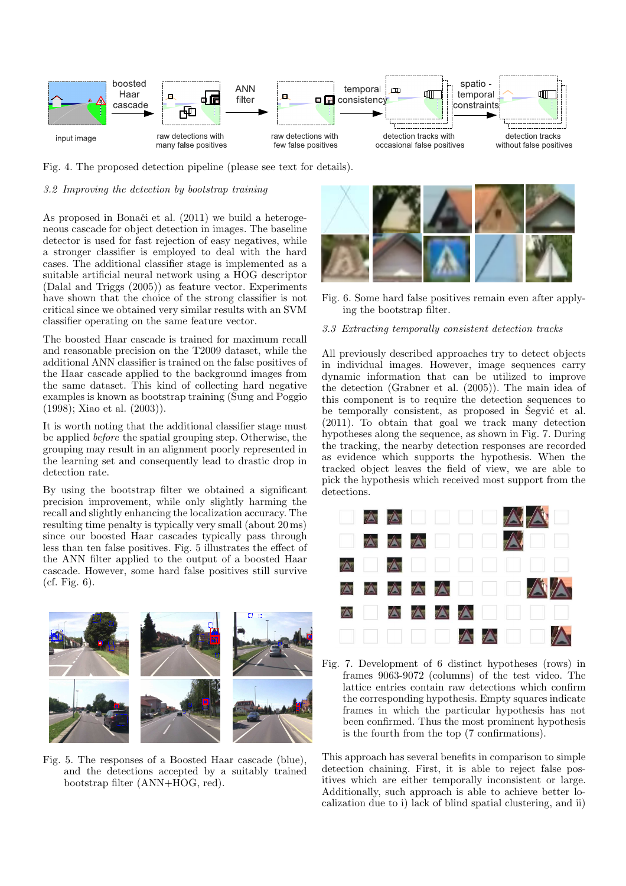Fig. 4. The proposed detection pipeline (please see text for details).

### *3.2 Improving the detection by bootstrap training*

As proposed in Bonači et al. (2011) we build a heterogeneous cascade for object detection in images. The baseline detector is used for fast rejection of easy negatives, while a stronger classifier is employed to deal with the hard cases. The additional classifier stage is implemented as a suitable artificial neural network using a HOG descriptor (Dalal and Triggs (2005)) as feature vector. Experiments have shown that the choice of the strong classifier is not critical since we obtained very similar results with an SVM classifier operating on the same feature vector.

The boosted Haar cascade is trained for maximum recall and reasonable precision on the T2009 dataset, while the additional ANN classifier is trained on the false positives of the Haar cascade applied to the background images from the same dataset. This kind of collecting hard negative examples is known as bootstrap training (Sung and Poggio (1998); Xiao et al. (2003)).

It is worth noting that the additional classifier stage must be applied *before* the spatial grouping step. Otherwise, the grouping may result in an alignment poorly represented in the learning set and consequently lead to drastic drop in detection rate.

By using the bootstrap filter we obtained a significant precision improvement, while only slightly harming the recall and slightly enhancing the localization accuracy. The resulting time penalty is typically very small (about 20 ms) since our boosted Haar cascades typically pass through less than ten false positives. Fig. 5 illustrates the effect of the ANN filter applied to the output of a boosted Haar cascade. However, some hard false positives still survive (cf. Fig. 6).

Fig. 5. The responses of a Boosted Haar cascade (blue), and the detections accepted by a suitably trained bootstrap filter (ANN+HOG, red).

Fig. 6. Some hard false positives remain even after applying the bootstrap filter.

### *3.3 Extracting temporally consistent detection tracks*

All previously described approaches try to detect objects in individual images. However, image sequences carry dynamic information that can be utilized to improve the detection (Grabner et al. (2005)). The main idea of this component is to require the detection sequences to be temporally consistent, as proposed in Šegvić et al. (2011). To obtain that goal we track many detection hypotheses along the sequence, as shown in Fig. 7. During the tracking, the nearby detection responses are recorded as evidence which supports the hypothesis. When the tracked object leaves the field of view, we are able to pick the hypothesis which received most support from the detections.

Fig. 7. Development of 6 distinct hypotheses (rows) in frames 9063-9072 (columns) of the test video. The lattice entries contain raw detections which confirm the corresponding hypothesis. Empty squares indicate frames in which the particular hypothesis has not been confirmed. Thus the most prominent hypothesis is the fourth from the top (7 confirmations).

This approach has several benefits in comparison to simple detection chaining. First, it is able to reject false positives which are either temporally inconsistent or large. Additionally, such approach is able to achieve better localization due to i) lack of blind spatial clustering, and ii)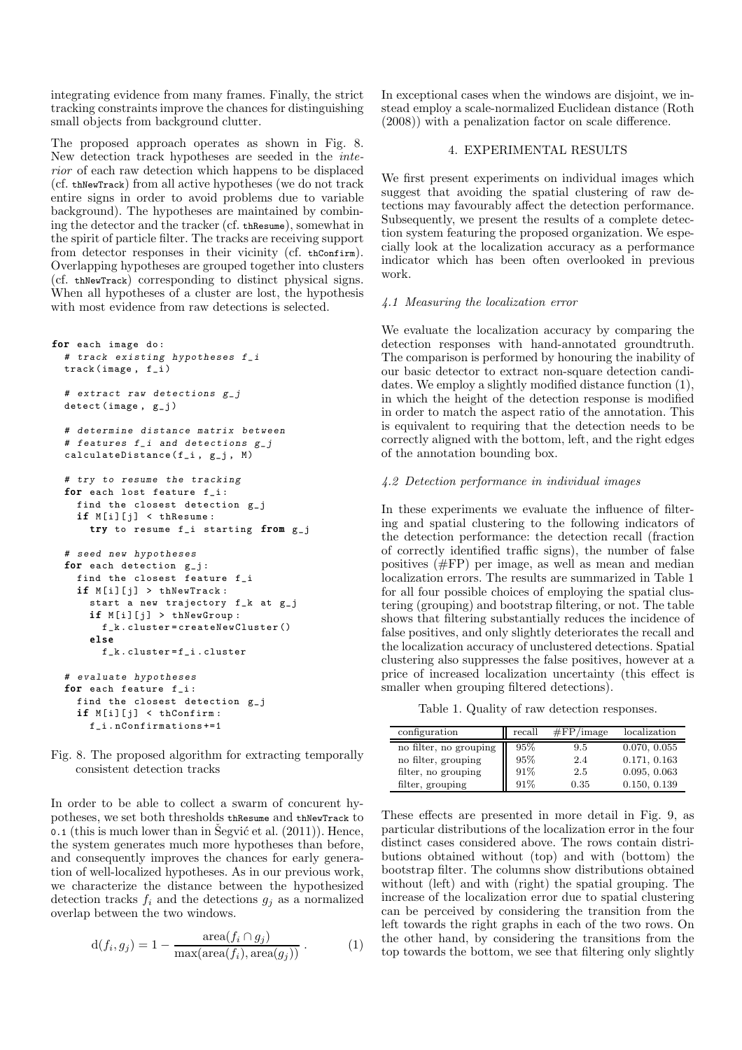integrating evidence from many frames. Finally, the strict tracking constraints improve the chances for distinguishing small objects from background clutter.

The proposed approach operates as shown in Fig. 8. New detection track hypotheses are seeded in the *interior* of each raw detection which happens to be displaced (cf. thNewTrack) from all active hypotheses (we do not track entire signs in order to avoid problems due to variable background). The hypotheses are maintained by combining the detector and the tracker (cf. thResume), somewhat in the spirit of particle filter. The tracks are receiving support from detector responses in their vicinity (cf. thConfirm). Overlapping hypotheses are grouped together into clusters (cf. thNewTrack) corresponding to distinct physical signs. When all hypotheses of a cluster are lost, the hypothesis with most evidence from raw detections is selected.

```
for each image do:
  # track existing hypotheses f_i
  track(image, f_i)

  # extract raw detections g_j
  detect(image, g_j)

  # determine distance matrix between
  # features f_i and detections g_j
  calculateDistance(f_i, g_j, M)

  # try to resume the tracking
  for each lost feature f_i:
    find the closest detection g_j
    if M[i][j] < thResume:
      try to resume f_i starting from g_j

  # seed new hypotheses
  for each detection g_j:
    find the closest feature f_i
    if M[i][j] > thNewTrack:
      start a new trajectory f_k at g_j
      if M[i][j] > thNewGroup:
        f_k.cluster=createNewCluster()
      else
        f_k.cluster=f_i.cluster

  # evaluate hypotheses
  for each feature f_i:
    find the closest detection g_j
    if M[i][j] < thConfirm:
      f_i.nConfirmations+=1
```

Fig. 8. The proposed algorithm for extracting temporally consistent detection tracks

In order to be able to collect a swarm of concurent hypotheses, we set both thresholds thResume and thNewTrack to 0.1 (this is much lower than in Šegvić et al. (2011)). Hence, the system generates much more hypotheses than before, and consequently improves the chances for early generation of well-localized hypotheses. As in our previous work, we characterize the distance between the hypothesized detection tracks $f_i$ and the detections $g_j$ as a normalized overlap between the two windows.

$$\mathrm{d}(f_i, g_j) = 1 - \frac{\mathrm{area}(f_i \cap g_j)}{\max(\mathrm{area}(f_i), \mathrm{area}(g_j))} \,. \tag{1}$$

In exceptional cases when the windows are disjoint, we instead employ a scale-normalized Euclidean distance (Roth (2008)) with a penalization factor on scale difference.

## 4. EXPERIMENTAL RESULTS

We first present experiments on individual images which suggest that avoiding the spatial clustering of raw detections may favourably affect the detection performance. Subsequently, we present the results of a complete detection system featuring the proposed organization. We especially look at the localization accuracy as a performance indicator which has been often overlooked in previous work.

### *4.1 Measuring the localization error*

We evaluate the localization accuracy by comparing the detection responses with hand-annotated groundtruth. The comparison is performed by honouring the inability of our basic detector to extract non-square detection candidates. We employ a slightly modified distance function (1), in which the height of the detection response is modified in order to match the aspect ratio of the annotation. This is equivalent to requiring that the detection needs to be correctly aligned with the bottom, left, and the right edges of the annotation bounding box.

### *4.2 Detection performance in individual images*

In these experiments we evaluate the influence of filtering and spatial clustering to the following indicators of the detection performance: the detection recall (fraction of correctly identified traffic signs), the number of false positives (#FP) per image, as well as mean and median localization errors. The results are summarized in Table 1 for all four possible choices of employing the spatial clustering (grouping) and bootstrap filtering, or not. The table shows that filtering substantially reduces the incidence of false positives, and only slightly deteriorates the recall and the localization accuracy of unclustered detections. Spatial clustering also suppresses the false positives, however at a price of increased localization uncertainty (this effect is smaller when grouping filtered detections).

Table 1. Quality of raw detection responses.

| configuration | recall | #FP/image | localization |
|---|---|---|---|
| no filter, no grouping | 95% | 9.5 | 0.070, 0.055 |
| no filter, grouping | 95% | 2.4 | 0.171, 0.163 |
| filter, no grouping | 91% | 2.5 | 0.095, 0.063 |
| filter, grouping | 91% | 0.35 | 0.150, 0.139 |

These effects are presented in more detail in Fig. 9, as particular distributions of the localization error in the four distinct cases considered above. The rows contain distributions obtained without (top) and with (bottom) the bootstrap filter. The columns show distributions obtained without (left) and with (right) the spatial grouping. The increase of the localization error due to spatial clustering can be perceived by considering the transition from the left towards the right graphs in each of the two rows. On the other hand, by considering the transitions from the top towards the bottom, we see that filtering only slightly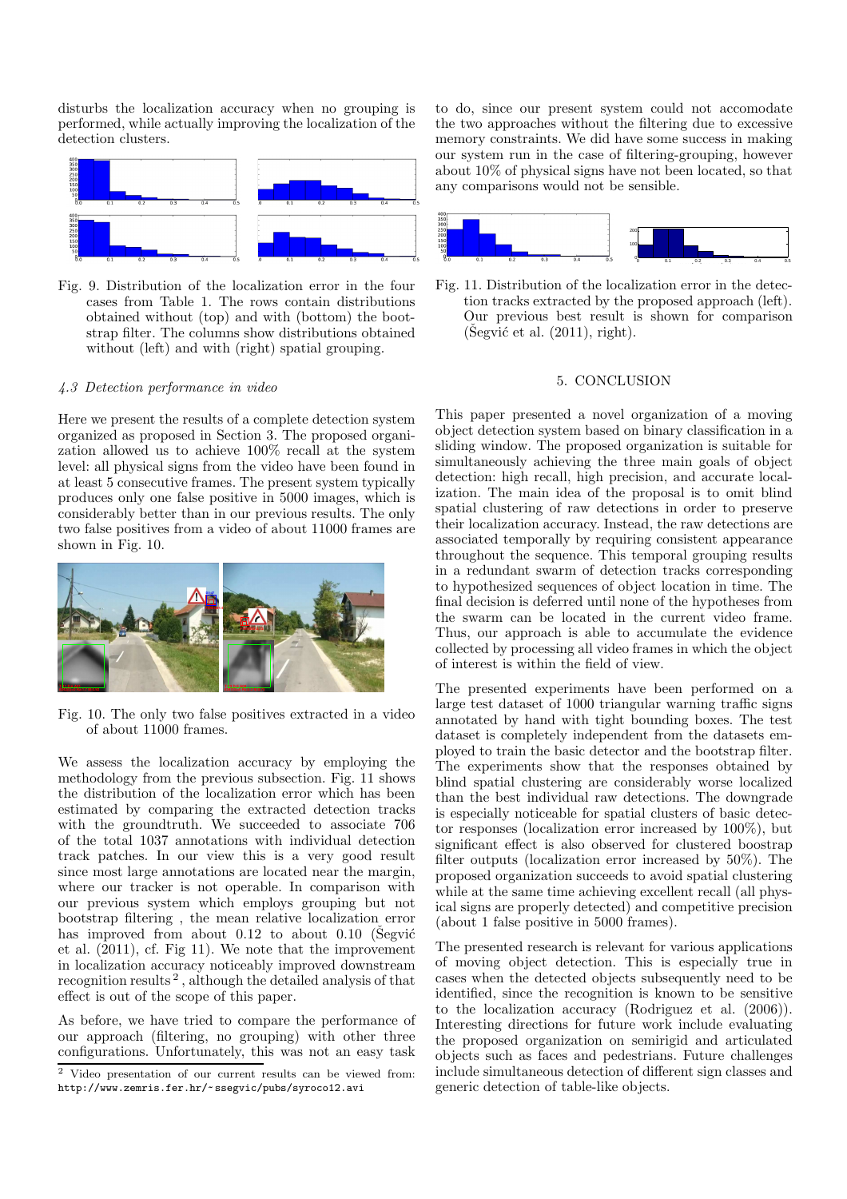disturbs the localization accuracy when no grouping is performed, while actually improving the localization of the detection clusters.

Fig. 9. Distribution of the localization error in the four cases from Table 1. The rows contain distributions obtained without (top) and with (bottom) the bootstrap filter. The columns show distributions obtained without (left) and with (right) spatial grouping.

### 4.3 Detection performance in video

Here we present the results of a complete detection system organized as proposed in Section 3. The proposed organization allowed us to achieve 100% recall at the system level: all physical signs from the video have been found in at least 5 consecutive frames. The present system typically produces only one false positive in 5000 images, which is considerably better than in our previous results. The only two false positives from a video of about 11000 frames are shown in Fig. 10.

Fig. 10. The only two false positives extracted in a video of about 11000 frames.

We assess the localization accuracy by employing the methodology from the previous subsection. Fig. 11 shows the distribution of the localization error which has been estimated by comparing the extracted detection tracks with the groundtruth. We succeeded to associate 706 of the total 1037 annotations with individual detection track patches. In our view this is a very good result since most large annotations are located near the margin, where our tracker is not operable. In comparison with our previous system which employs grouping but not bootstrap filtering , the mean relative localization error has improved from about 0.12 to about 0.10 (Šegvić et al. (2011), cf. Fig 11). We note that the improvement in localization accuracy noticeably improved downstream recognition results [2], although the detailed analysis of that effect is out of the scope of this paper.

As before, we have tried to compare the performance of our approach (filtering, no grouping) with other three configurations. Unfortunately, this was not an easy task to do, since our present system could not accomodate the two approaches without the filtering due to excessive memory constraints. We did have some success in making our system run in the case of filtering-grouping, however about 10% of physical signs have not been located, so that any comparisons would not be sensible.

Fig. 11. Distribution of the localization error in the detection tracks extracted by the proposed approach (left). Our previous best result is shown for comparison (Šegvić et al. (2011), right).

## 5. CONCLUSION

This paper presented a novel organization of a moving object detection system based on binary classification in a sliding window. The proposed organization is suitable for simultaneously achieving the three main goals of object detection: high recall, high precision, and accurate localization. The main idea of the proposal is to omit blind spatial clustering of raw detections in order to preserve their localization accuracy. Instead, the raw detections are associated temporally by requiring consistent appearance throughout the sequence. This temporal grouping results in a redundant swarm of detection tracks corresponding to hypothesized sequences of object location in time. The final decision is deferred until none of the hypotheses from the swarm can be located in the current video frame. Thus, our approach is able to accumulate the evidence collected by processing all video frames in which the object of interest is within the field of view.

The presented experiments have been performed on a large test dataset of 1000 triangular warning traffic signs annotated by hand with tight bounding boxes. The test dataset is completely independent from the datasets employed to train the basic detector and the bootstrap filter. The experiments show that the responses obtained by blind spatial clustering are considerably worse localized than the best individual raw detections. The downgrade is especially noticeable for spatial clusters of basic detector responses (localization error increased by 100%), but significant effect is also observed for clustered boostrap filter outputs (localization error increased by 50%). The proposed organization succeeds to avoid spatial clustering while at the same time achieving excellent recall (all physical signs are properly detected) and competitive precision (about 1 false positive in 5000 frames).

The presented research is relevant for various applications of moving object detection. This is especially true in cases when the detected objects subsequently need to be identified, since the recognition is known to be sensitive to the localization accuracy (Rodriguez et al. (2006)). Interesting directions for future work include evaluating the proposed organization on semirigid and articulated objects such as faces and pedestrians. Future challenges include simultaneous detection of different sign classes and generic detection of table-like objects.

[2] Video presentation of our current results can be viewed from: http://www.zemris.fer.hr/~ssegvic/pubs/syroco12.avi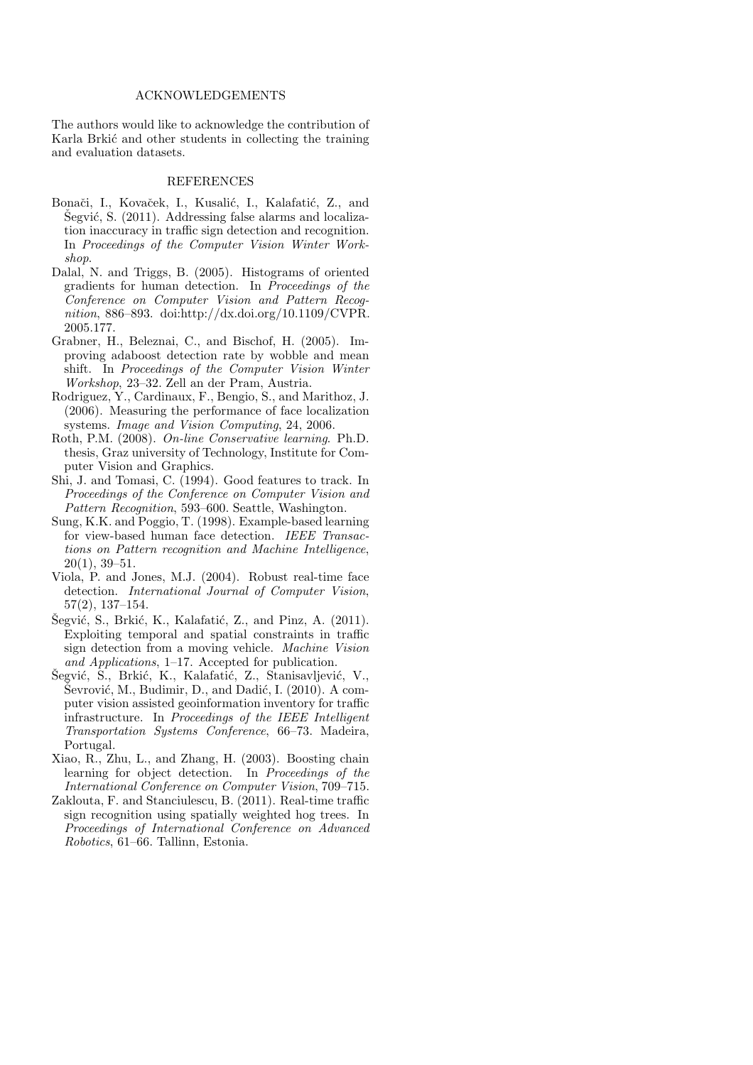## ACKNOWLEDGEMENTS

The authors would like to acknowledge the contribution of Karla Brkić and other students in collecting the training and evaluation datasets.

## REFERENCES

Bonači, I., Kovaček, I., Kusalić, I., Kalafatić, Z., and Šegvić, S. (2011). Addressing false alarms and localization inaccuracy in traffic sign detection and recognition. In *Proceedings of the Computer Vision Winter Workshop*.

Dalal, N. and Triggs, B. (2005). Histograms of oriented gradients for human detection. In *Proceedings of the Conference on Computer Vision and Pattern Recognition*, 886–893. doi:http://dx.doi.org/10.1109/CVPR.2005.177.

Grabner, H., Beleznai, C., and Bischof, H. (2005). Improving adaboost detection rate by wobble and mean shift. In *Proceedings of the Computer Vision Winter Workshop*, 23–32. Zell an der Pram, Austria.

Rodriguez, Y., Cardinaux, F., Bengio, S., and Marithoz, J. (2006). Measuring the performance of face localization systems. *Image and Vision Computing*, 24, 2006.

Roth, P.M. (2008). *On-line Conservative learning*. Ph.D. thesis, Graz university of Technology, Institute for Computer Vision and Graphics.

Shi, J. and Tomasi, C. (1994). Good features to track. In *Proceedings of the Conference on Computer Vision and Pattern Recognition*, 593–600. Seattle, Washington.

Sung, K.K. and Poggio, T. (1998). Example-based learning for view-based human face detection. *IEEE Transactions on Pattern recognition and Machine Intelligence*, 20(1), 39–51.

Viola, P. and Jones, M.J. (2004). Robust real-time face detection. *International Journal of Computer Vision*, 57(2), 137–154.

Šegvić, S., Brkić, K., Kalafatić, Z., and Pinz, A. (2011). Exploiting temporal and spatial constraints in traffic sign detection from a moving vehicle. *Machine Vision and Applications*, 1–17. Accepted for publication.

Šegvić, S., Brkić, K., Kalafatić, Z., Stanisavljević, V., Ševrović, M., Budimir, D., and Dadić, I. (2010). A computer vision assisted geoinformation inventory for traffic infrastructure. In *Proceedings of the IEEE Intelligent Transportation Systems Conference*, 66–73. Madeira, Portugal.

Xiao, R., Zhu, L., and Zhang, H. (2003). Boosting chain learning for object detection. In *Proceedings of the International Conference on Computer Vision*, 709–715.

Zaklouta, F. and Stanciulescu, B. (2011). Real-time traffic sign recognition using spatially weighted hog trees. In *Proceedings of International Conference on Advanced Robotics*, 61–66. Tallinn, Estonia.